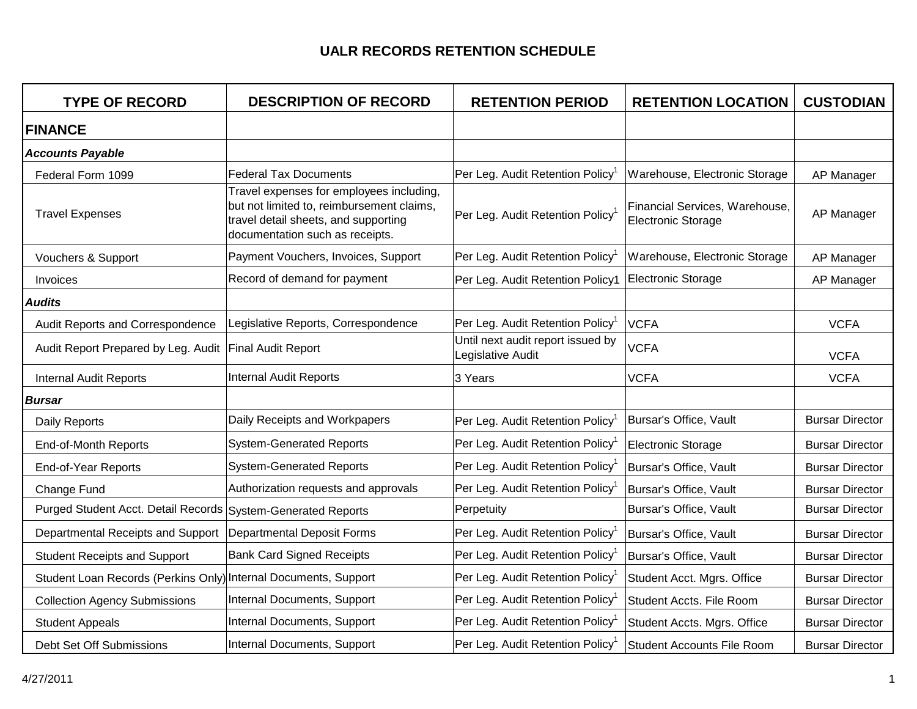# UALR RECORDS RETENTION SCHEDULE

| TYPE OF RECORD | DESCRIPTION OF RECORD | RETENTION PERIOD | RETENTION LOCATION | CUSTODIAN |
|---|---|---|---|---|
| **FINANCE** | | | | |
| ***Accounts Payable*** | | | | |
| Federal Form 1099 | Federal Tax Documents | Per Leg. Audit Retention Policy[1] | Warehouse, Electronic Storage | AP Manager |
| Travel Expenses | Travel expenses for employees including, but not limited to, reimbursement claims, travel detail sheets, and supporting documentation such as receipts. | Per Leg. Audit Retention Policy[1] | Financial Services, Warehouse, Electronic Storage | AP Manager |
| Vouchers & Support | Payment Vouchers, Invoices, Support | Per Leg. Audit Retention Policy[1] | Warehouse, Electronic Storage | AP Manager |
| Invoices | Record of demand for payment | Per Leg. Audit Retention Policy1 | Electronic Storage | AP Manager |
| ***Audits*** | | | | |
| Audit Reports and Correspondence | Legislative Reports, Correspondence | Per Leg. Audit Retention Policy[1] | VCFA | VCFA |
| Audit Report Prepared by Leg. Audit | Final Audit Report | Until next audit report issued by Legislative Audit | VCFA | VCFA |
| Internal Audit Reports | Internal Audit Reports | 3 Years | VCFA | VCFA |
| ***Bursar*** | | | | |
| Daily Reports | Daily Receipts and Workpapers | Per Leg. Audit Retention Policy[1] | Bursar's Office, Vault | Bursar Director |
| End-of-Month Reports | System-Generated Reports | Per Leg. Audit Retention Policy[1] | Electronic Storage | Bursar Director |
| End-of-Year Reports | System-Generated Reports | Per Leg. Audit Retention Policy[1] | Bursar's Office, Vault | Bursar Director |
| Change Fund | Authorization requests and approvals | Per Leg. Audit Retention Policy[1] | Bursar's Office, Vault | Bursar Director |
| Purged Student Acct. Detail Records | System-Generated Reports | Perpetuity | Bursar's Office, Vault | Bursar Director |
| Departmental Receipts and Support | Departmental Deposit Forms | Per Leg. Audit Retention Policy[1] | Bursar's Office, Vault | Bursar Director |
| Student Receipts and Support | Bank Card Signed Receipts | Per Leg. Audit Retention Policy[1] | Bursar's Office, Vault | Bursar Director |
| Student Loan Records (Perkins Only) | Internal Documents, Support | Per Leg. Audit Retention Policy[1] | Student Acct. Mgrs. Office | Bursar Director |
| Collection Agency Submissions | Internal Documents, Support | Per Leg. Audit Retention Policy[1] | Student Accts. File Room | Bursar Director |
| Student Appeals | Internal Documents, Support | Per Leg. Audit Retention Policy[1] | Student Accts. Mgrs. Office | Bursar Director |
| Debt Set Off Submissions | Internal Documents, Support | Per Leg. Audit Retention Policy[1] | Student Accounts File Room | Bursar Director |

4/27/2011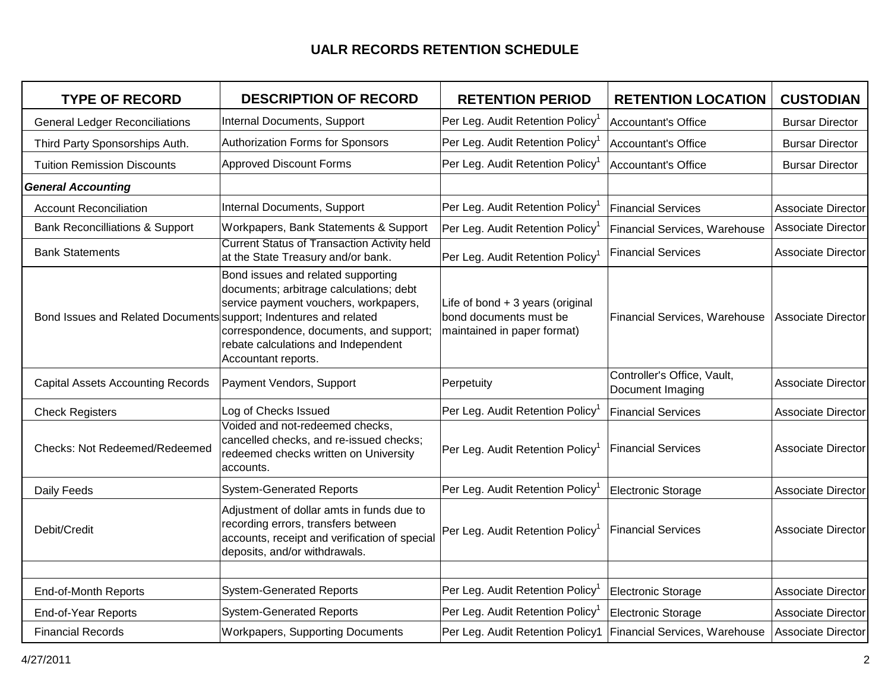# UALR RECORDS RETENTION SCHEDULE

| TYPE OF RECORD | DESCRIPTION OF RECORD | RETENTION PERIOD | RETENTION LOCATION | CUSTODIAN |
|---|---|---|---|---|
| General Ledger Reconciliations | Internal Documents, Support | Per Leg. Audit Retention Policy[1] | Accountant's Office | Bursar Director |
| Third Party Sponsorships Auth. | Authorization Forms for Sponsors | Per Leg. Audit Retention Policy[1] | Accountant's Office | Bursar Director |
| Tuition Remission Discounts | Approved Discount Forms | Per Leg. Audit Retention Policy[1] | Accountant's Office | Bursar Director |
| ***General Accounting*** | | | | |
| Account Reconciliation | Internal Documents, Support | Per Leg. Audit Retention Policy[1] | Financial Services | Associate Director |
| Bank Reconcilliations & Support | Workpapers, Bank Statements & Support | Per Leg. Audit Retention Policy[1] | Financial Services, Warehouse | Associate Director |
| Bank Statements | Current Status of Transaction Activity held at the State Treasury and/or bank. | Per Leg. Audit Retention Policy[1] | Financial Services | Associate Director |
| Bond Issues and Related Documents | Bond issues and related supporting documents; arbitrage calculations; debt service payment vouchers, workpapers, support; Indentures and related correspondence, documents, and support; rebate calculations and Independent Accountant reports. | Life of bond + 3 years (original bond documents must be maintained in paper format) | Financial Services, Warehouse | Associate Director |
| Capital Assets Accounting Records | Payment Vendors, Support | Perpetuity | Controller's Office, Vault, Document Imaging | Associate Director |
| Check Registers | Log of Checks Issued | Per Leg. Audit Retention Policy[1] | Financial Services | Associate Director |
| Checks: Not Redeemed/Redeemed | Voided and not-redeemed checks, cancelled checks, and re-issued checks; redeemed checks written on University accounts. | Per Leg. Audit Retention Policy[1] | Financial Services | Associate Director |
| Daily Feeds | System-Generated Reports | Per Leg. Audit Retention Policy[1] | Electronic Storage | Associate Director |
| Debit/Credit | Adjustment of dollar amts in funds due to recording errors, transfers between accounts, receipt and verification of special deposits, and/or withdrawals. | Per Leg. Audit Retention Policy[1] | Financial Services | Associate Director |
| | | | | |
| End-of-Month Reports | System-Generated Reports | Per Leg. Audit Retention Policy[1] | Electronic Storage | Associate Director |
| End-of-Year Reports | System-Generated Reports | Per Leg. Audit Retention Policy[1] | Electronic Storage | Associate Director |
| Financial Records | Workpapers, Supporting Documents | Per Leg. Audit Retention Policy1 | Financial Services, Warehouse | Associate Director |

4/27/2011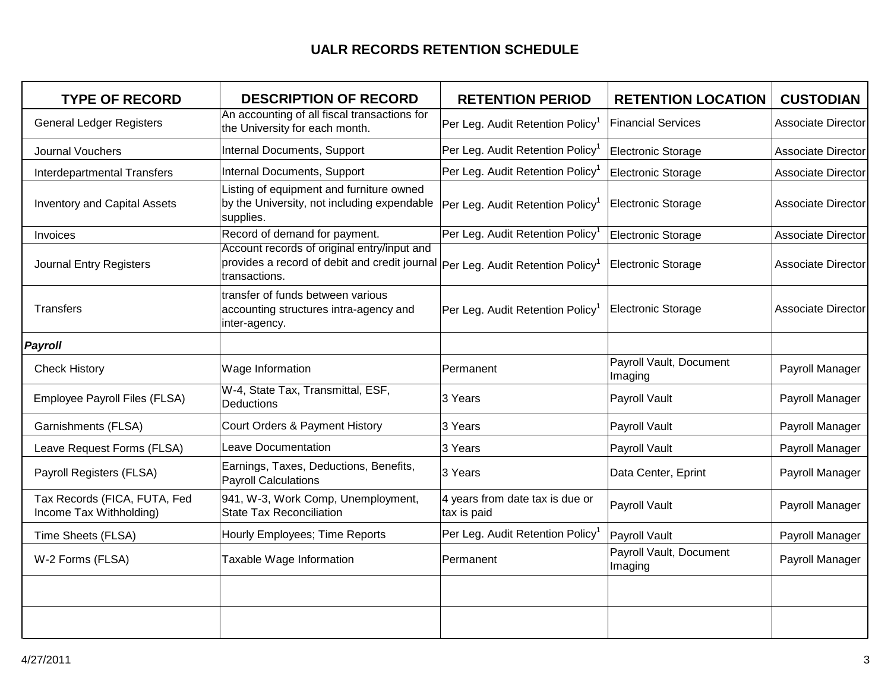# UALR RECORDS RETENTION SCHEDULE

| TYPE OF RECORD | DESCRIPTION OF RECORD | RETENTION PERIOD | RETENTION LOCATION | CUSTODIAN |
|---|---|---|---|---|
| General Ledger Registers | An accounting of all fiscal transactions for the University for each month. | Per Leg. Audit Retention Policy[1] | Financial Services | Associate Director |
| Journal Vouchers | Internal Documents, Support | Per Leg. Audit Retention Policy[1] | Electronic Storage | Associate Director |
| Interdepartmental Transfers | Internal Documents, Support | Per Leg. Audit Retention Policy[1] | Electronic Storage | Associate Director |
| Inventory and Capital Assets | Listing of equipment and furniture owned by the University, not including expendable supplies. | Per Leg. Audit Retention Policy[1] | Electronic Storage | Associate Director |
| Invoices | Record of demand for payment. | Per Leg. Audit Retention Policy[1] | Electronic Storage | Associate Director |
| Journal Entry Registers | Account records of original entry/input and provides a record of debit and credit journal transactions. | Per Leg. Audit Retention Policy[1] | Electronic Storage | Associate Director |
| Transfers | transfer of funds between various accounting structures intra-agency and inter-agency. | Per Leg. Audit Retention Policy[1] | Electronic Storage | Associate Director |
| ***Payroll*** | | | | |
| Check History | Wage Information | Permanent | Payroll Vault, Document Imaging | Payroll Manager |
| Employee Payroll Files (FLSA) | W-4, State Tax, Transmittal, ESF, Deductions | 3 Years | Payroll Vault | Payroll Manager |
| Garnishments (FLSA) | Court Orders & Payment History | 3 Years | Payroll Vault | Payroll Manager |
| Leave Request Forms (FLSA) | Leave Documentation | 3 Years | Payroll Vault | Payroll Manager |
| Payroll Registers (FLSA) | Earnings, Taxes, Deductions, Benefits, Payroll Calculations | 3 Years | Data Center, Eprint | Payroll Manager |
| Tax Records (FICA, FUTA, Fed Income Tax Withholding) | 941, W-3, Work Comp, Unemployment, State Tax Reconciliation | 4 years from date tax is due or tax is paid | Payroll Vault | Payroll Manager |
| Time Sheets (FLSA) | Hourly Employees; Time Reports | Per Leg. Audit Retention Policy[1] | Payroll Vault | Payroll Manager |
| W-2 Forms (FLSA) | Taxable Wage Information | Permanent | Payroll Vault, Document Imaging | Payroll Manager |
| | | | | |
| | | | | |

4/27/2011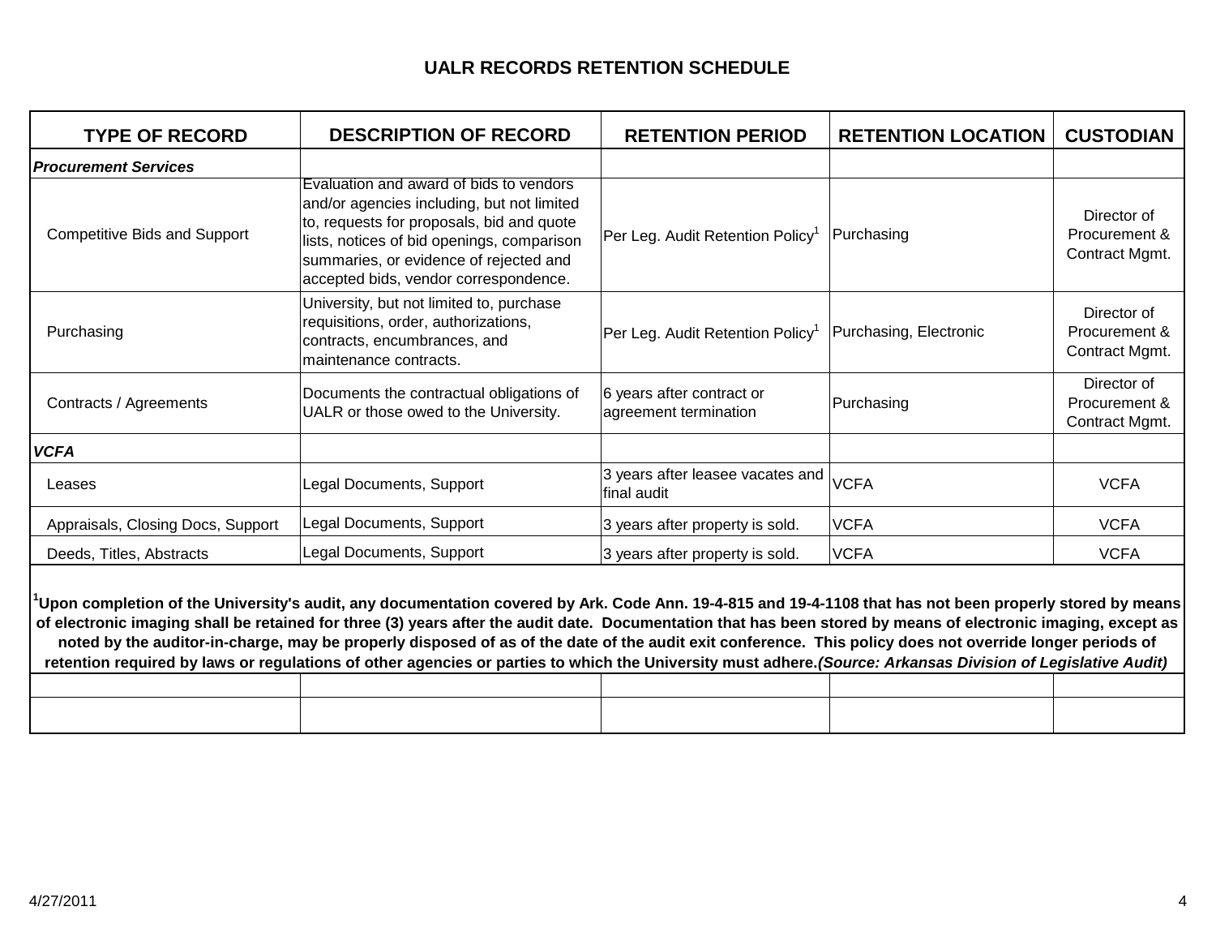## UALR RECORDS RETENTION SCHEDULE

| TYPE OF RECORD | DESCRIPTION OF RECORD | RETENTION PERIOD | RETENTION LOCATION | CUSTODIAN |
|---|---|---|---|---|
| ***Procurement Services*** | | | | |
| Competitive Bids and Support | Evaluation and award of bids to vendors and/or agencies including, but not limited to, requests for proposals, bid and quote lists, notices of bid openings, comparison summaries, or evidence of rejected and accepted bids, vendor correspondence. | Per Leg. Audit Retention Policy[1] | Purchasing | Director of Procurement & Contract Mgmt. |
| Purchasing | University, but not limited to, purchase requisitions, order, authorizations, contracts, encumbrances, and maintenance contracts. | Per Leg. Audit Retention Policy[1] | Purchasing, Electronic | Director of Procurement & Contract Mgmt. |
| Contracts / Agreements | Documents the contractual obligations of UALR or those owed to the University. | 6 years after contract or agreement termination | Purchasing | Director of Procurement & Contract Mgmt. |
| ***VCFA*** | | | | |
| Leases | Legal Documents, Support | 3 years after leasee vacates and final audit | VCFA | VCFA |
| Appraisals, Closing Docs, Support | Legal Documents, Support | 3 years after property is sold. | VCFA | VCFA |
| Deeds, Titles, Abstracts | Legal Documents, Support | 3 years after property is sold. | VCFA | VCFA |

**[1]Upon completion of the University's audit, any documentation covered by Ark. Code Ann. 19-4-815 and 19-4-1108 that has not been properly stored by means of electronic imaging shall be retained for three (3) years after the audit date. Documentation that has been stored by means of electronic imaging, except as noted by the auditor-in-charge, may be properly disposed of as of the date of the audit exit conference. This policy does not override longer periods of retention required by laws or regulations of other agencies or parties to which the University must adhere.*(Source: Arkansas Division of Legislative Audit)***

4/27/2011